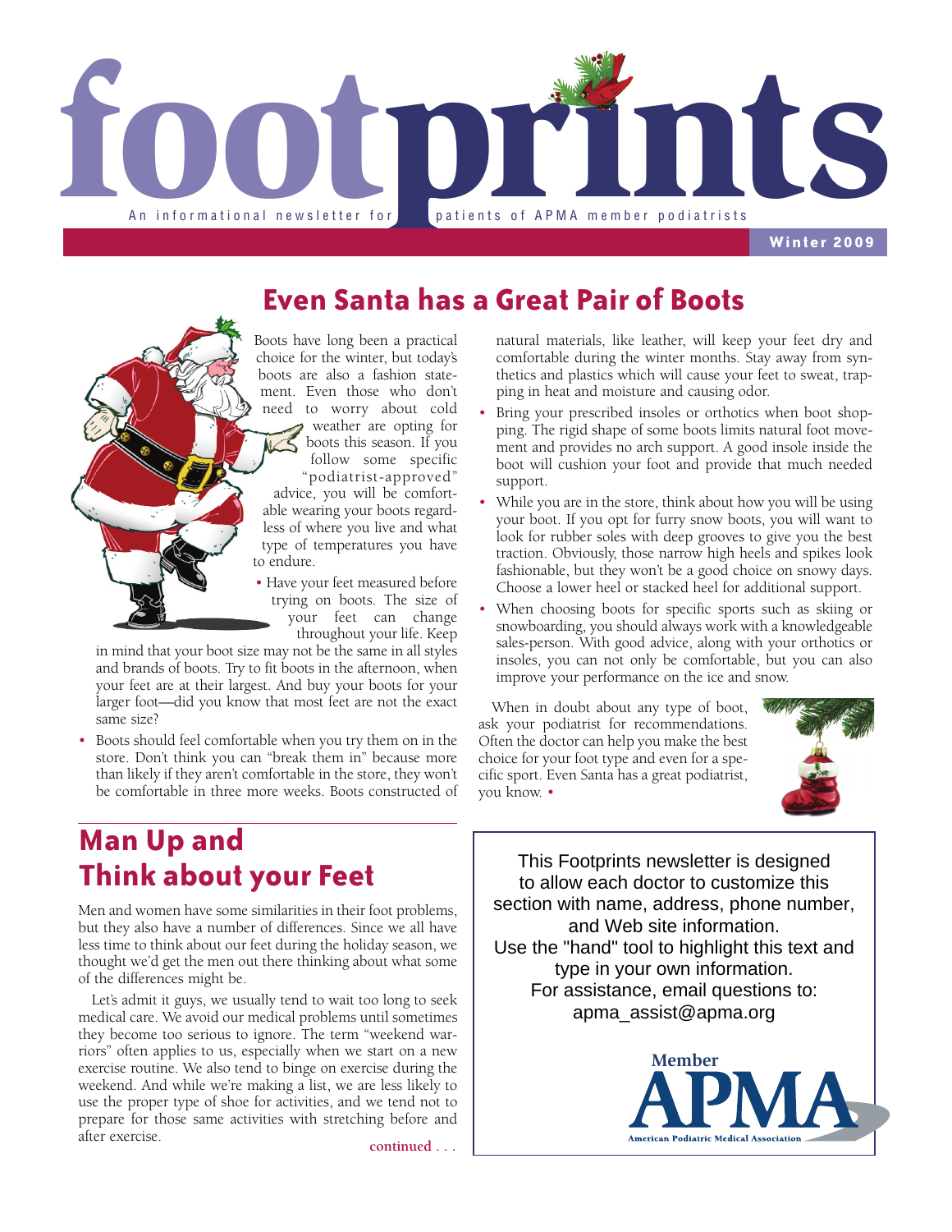# footprints

An informational newsletter for patients of APMA member podiatrists

Winter 2009

## Even Santa has a Great Pair of Boots

Boots have long been a practical choice for the winter, but today's boots are also a fashion statement. Even those who don't need to worry about cold weather are opting for boots this season. If you follow some specific "podiatrist-approved" advice, you will be comfortable wearing your boots regardless of where you live and what type of temperatures you have to endure.

- Have your feet measured before trying on boots. The size of your feet can change throughout your life. Keep in mind that your boot size may not be the same in all styles and brands of boots. Try to fit boots in the afternoon, when your feet are at their largest. And buy your boots for your larger foot—did you know that most feet are not the exact same size?
- Boots should feel comfortable when you try them on in the store. Don't think you can "break them in" because more than likely if they aren't comfortable in the store, they won't be comfortable in three more weeks. Boots constructed of natural materials, like leather, will keep your feet dry and comfortable during the winter months. Stay away from synthetics and plastics which will cause your feet to sweat, trapping in heat and moisture and causing odor.
- Bring your prescribed insoles or orthotics when boot shopping. The rigid shape of some boots limits natural foot movement and provides no arch support. A good insole inside the boot will cushion your foot and provide that much needed support.
- While you are in the store, think about how you will be using your boot. If you opt for furry snow boots, you will want to look for rubber soles with deep grooves to give you the best traction. Obviously, those narrow high heels and spikes look fashionable, but they won't be a good choice on snowy days. Choose a lower heel or stacked heel for additional support.
- When choosing boots for specific sports such as skiing or snowboarding, you should always work with a knowledgeable sales-person. With good advice, along with your orthotics or insoles, you can not only be comfortable, but you can also improve your performance on the ice and snow.

When in doubt about any type of boot, ask your podiatrist for recommendations. Often the doctor can help you make the best choice for your foot type and even for a specific sport. Even Santa has a great podiatrist, you know. •

## Man Up and Think about your Feet

Men and women have some similarities in their foot problems, but they also have a number of differences. Since we all have less time to think about our feet during the holiday season, we thought we'd get the men out there thinking about what some of the differences might be.

Let's admit it guys, we usually tend to wait too long to seek medical care. We avoid our medical problems until sometimes they become too serious to ignore. The term "weekend warriors" often applies to us, especially when we start on a new exercise routine. We also tend to binge on exercise during the weekend. And while we're making a list, we are less likely to use the proper type of shoe for activities, and we tend not to prepare for those same activities with stretching before and after exercise.

**continued . . .**

This Footprints newsletter is designed to allow each doctor to customize this section with name, address, phone number, and Web site information.
Use the "hand" tool to highlight this text and type in your own information.
For assistance, email questions to:
apma_assist@apma.org

Member APMA
American Podiatric Medical Association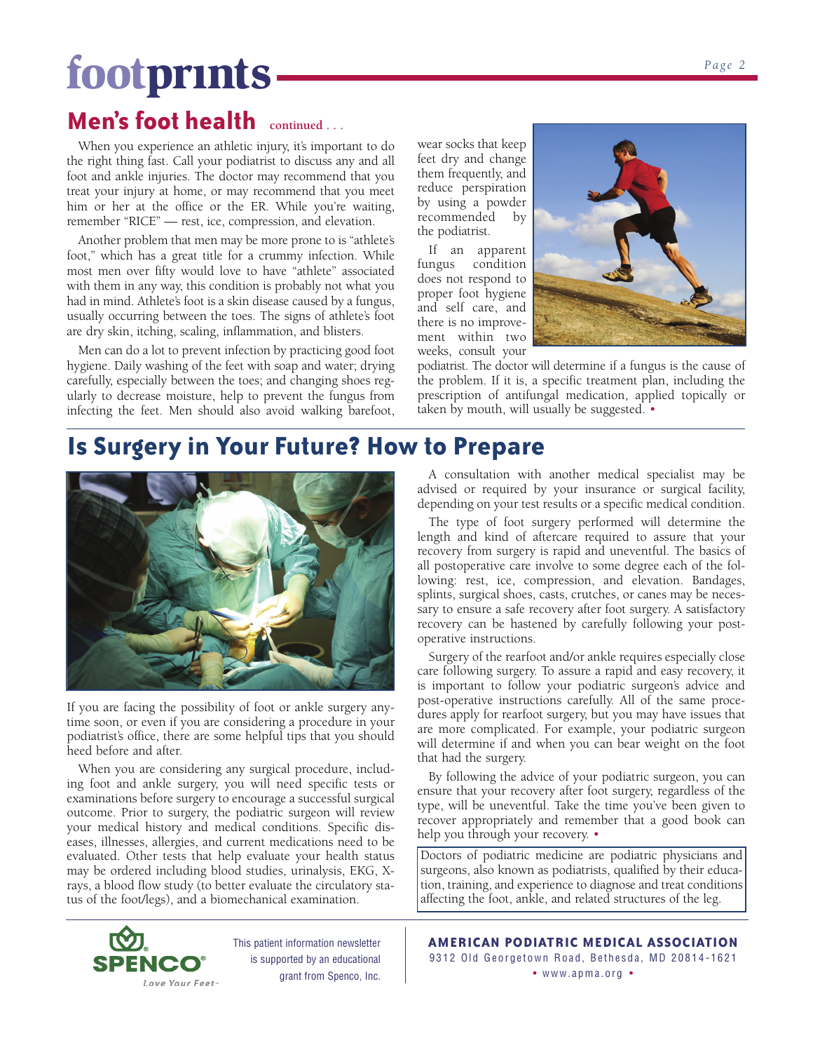## Men's foot health continued . . .

When you experience an athletic injury, it's important to do the right thing fast. Call your podiatrist to discuss any and all foot and ankle injuries. The doctor may recommend that you treat your injury at home, or may recommend that you meet him or her at the office or the ER. While you're waiting, remember "RICE" — rest, ice, compression, and elevation.

Another problem that men may be more prone to is "athlete's foot," which has a great title for a crummy infection. While most men over fifty would love to have "athlete" associated with them in any way, this condition is probably not what you had in mind. Athlete's foot is a skin disease caused by a fungus, usually occurring between the toes. The signs of athlete's foot are dry skin, itching, scaling, inflammation, and blisters.

Men can do a lot to prevent infection by practicing good foot hygiene. Daily washing of the feet with soap and water; drying carefully, especially between the toes; and changing shoes regularly to decrease moisture, help to prevent the fungus from infecting the feet. Men should also avoid walking barefoot, wear socks that keep feet dry and change them frequently, and reduce perspiration by using a powder recommended by the podiatrist.

If an apparent fungus condition does not respond to proper foot hygiene and self care, and there is no improvement within two weeks, consult your podiatrist. The doctor will determine if a fungus is the cause of the problem. If it is, a specific treatment plan, including the prescription of antifungal medication, applied topically or taken by mouth, will usually be suggested. •

## Is Surgery in Your Future? How to Prepare

If you are facing the possibility of foot or ankle surgery anytime soon, or even if you are considering a procedure in your podiatrist's office, there are some helpful tips that you should heed before and after.

When you are considering any surgical procedure, including foot and ankle surgery, you will need specific tests or examinations before surgery to encourage a successful surgical outcome. Prior to surgery, the podiatric surgeon will review your medical history and medical conditions. Specific diseases, illnesses, allergies, and current medications need to be evaluated. Other tests that help evaluate your health status may be ordered including blood studies, urinalysis, EKG, X-rays, a blood flow study (to better evaluate the circulatory status of the foot/legs), and a biomechanical examination.

A consultation with another medical specialist may be advised or required by your insurance or surgical facility, depending on your test results or a specific medical condition.

The type of foot surgery performed will determine the length and kind of aftercare required to assure that your recovery from surgery is rapid and uneventful. The basics of all postoperative care involve to some degree each of the following: rest, ice, compression, and elevation. Bandages, splints, surgical shoes, casts, crutches, or canes may be necessary to ensure a safe recovery after foot surgery. A satisfactory recovery can be hastened by carefully following your post-operative instructions.

Surgery of the rearfoot and/or ankle requires especially close care following surgery. To assure a rapid and easy recovery, it is important to follow your podiatric surgeon's advice and post-operative instructions carefully. All of the same procedures apply for rearfoot surgery, but you may have issues that are more complicated. For example, your podiatric surgeon will determine if and when you can bear weight on the foot that had the surgery.

By following the advice of your podiatric surgeon, you can ensure that your recovery after foot surgery, regardless of the type, will be uneventful. Take the time you've been given to recover appropriately and remember that a good book can help you through your recovery. •

Doctors of podiatric medicine are podiatric physicians and surgeons, also known as podiatrists, qualified by their education, training, and experience to diagnose and treat conditions affecting the foot, ankle, and related structures of the leg.

SPENCO® Love Your Feet™

This patient information newsletter is supported by an educational grant from Spenco, Inc.

**AMERICAN PODIATRIC MEDICAL ASSOCIATION**
9312 Old Georgetown Road, Bethesda, MD 20814-1621
• www.apma.org •